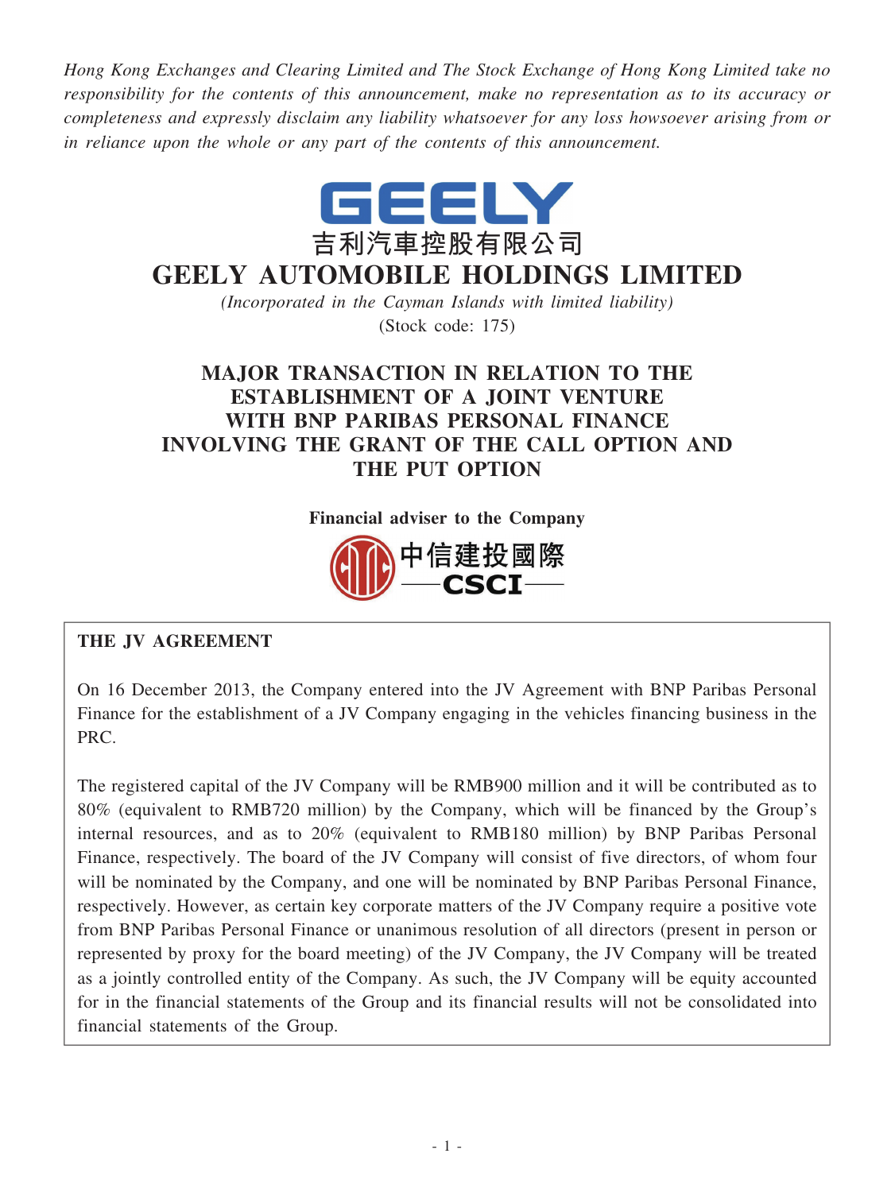*Hong Kong Exchanges and Clearing Limited and The Stock Exchange of Hong Kong Limited take no responsibility for the contents of this announcement, make no representation as to its accuracy or completeness and expressly disclaim any liability whatsoever for any loss howsoever arising from or in reliance upon the whole or any part of the contents of this announcement.*

GEELY

吉利汽車控股有限公司

# GEELY AUTOMOBILE HOLDINGS LIMITED

*(Incorporated in the Cayman Islands with limited liability)*

(Stock code: 175)

## MAJOR TRANSACTION IN RELATION TO THE ESTABLISHMENT OF A JOINT VENTURE WITH BNP PARIBAS PERSONAL FINANCE INVOLVING THE GRANT OF THE CALL OPTION AND THE PUT OPTION

**Financial adviser to the Company**

中信建投國際

CSCI

**THE JV AGREEMENT**

On 16 December 2013, the Company entered into the JV Agreement with BNP Paribas Personal Finance for the establishment of a JV Company engaging in the vehicles financing business in the PRC.

The registered capital of the JV Company will be RMB900 million and it will be contributed as to 80% (equivalent to RMB720 million) by the Company, which will be financed by the Group's internal resources, and as to 20% (equivalent to RMB180 million) by BNP Paribas Personal Finance, respectively. The board of the JV Company will consist of five directors, of whom four will be nominated by the Company, and one will be nominated by BNP Paribas Personal Finance, respectively. However, as certain key corporate matters of the JV Company require a positive vote from BNP Paribas Personal Finance or unanimous resolution of all directors (present in person or represented by proxy for the board meeting) of the JV Company, the JV Company will be treated as a jointly controlled entity of the Company. As such, the JV Company will be equity accounted for in the financial statements of the Group and its financial results will not be consolidated into financial statements of the Group.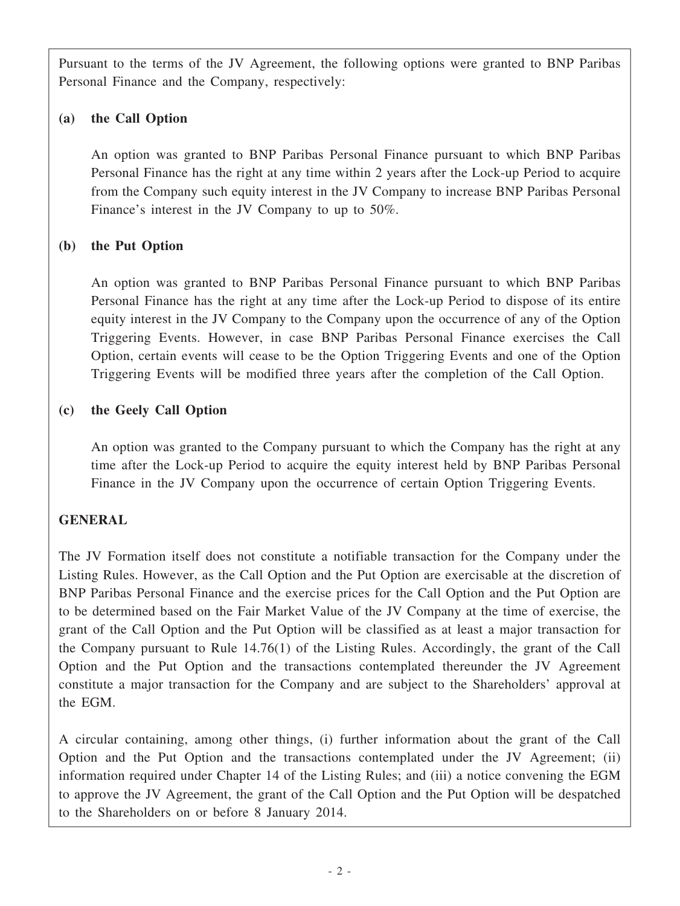Pursuant to the terms of the JV Agreement, the following options were granted to BNP Paribas Personal Finance and the Company, respectively:

**(a) the Call Option**

An option was granted to BNP Paribas Personal Finance pursuant to which BNP Paribas Personal Finance has the right at any time within 2 years after the Lock-up Period to acquire from the Company such equity interest in the JV Company to increase BNP Paribas Personal Finance's interest in the JV Company to up to 50%.

**(b) the Put Option**

An option was granted to BNP Paribas Personal Finance pursuant to which BNP Paribas Personal Finance has the right at any time after the Lock-up Period to dispose of its entire equity interest in the JV Company to the Company upon the occurrence of any of the Option Triggering Events. However, in case BNP Paribas Personal Finance exercises the Call Option, certain events will cease to be the Option Triggering Events and one of the Option Triggering Events will be modified three years after the completion of the Call Option.

**(c) the Geely Call Option**

An option was granted to the Company pursuant to which the Company has the right at any time after the Lock-up Period to acquire the equity interest held by BNP Paribas Personal Finance in the JV Company upon the occurrence of certain Option Triggering Events.

**GENERAL**

The JV Formation itself does not constitute a notifiable transaction for the Company under the Listing Rules. However, as the Call Option and the Put Option are exercisable at the discretion of BNP Paribas Personal Finance and the exercise prices for the Call Option and the Put Option are to be determined based on the Fair Market Value of the JV Company at the time of exercise, the grant of the Call Option and the Put Option will be classified as at least a major transaction for the Company pursuant to Rule 14.76(1) of the Listing Rules. Accordingly, the grant of the Call Option and the Put Option and the transactions contemplated thereunder the JV Agreement constitute a major transaction for the Company and are subject to the Shareholders' approval at the EGM.

A circular containing, among other things, (i) further information about the grant of the Call Option and the Put Option and the transactions contemplated under the JV Agreement; (ii) information required under Chapter 14 of the Listing Rules; and (iii) a notice convening the EGM to approve the JV Agreement, the grant of the Call Option and the Put Option will be despatched to the Shareholders on or before 8 January 2014.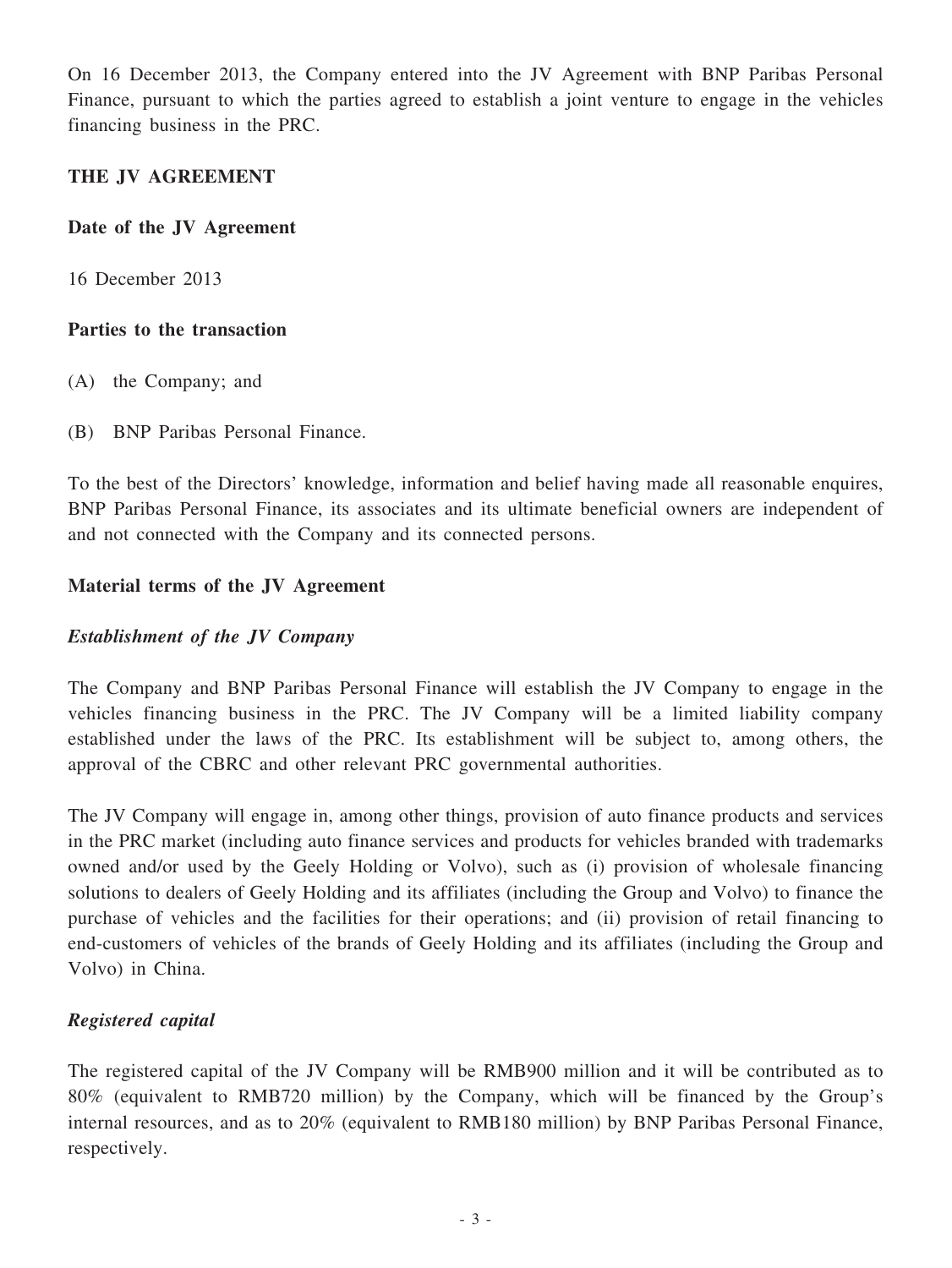On 16 December 2013, the Company entered into the JV Agreement with BNP Paribas Personal Finance, pursuant to which the parties agreed to establish a joint venture to engage in the vehicles financing business in the PRC.

**THE JV AGREEMENT**

**Date of the JV Agreement**

16 December 2013

**Parties to the transaction**

(A) the Company; and

(B) BNP Paribas Personal Finance.

To the best of the Directors' knowledge, information and belief having made all reasonable enquires, BNP Paribas Personal Finance, its associates and its ultimate beneficial owners are independent of and not connected with the Company and its connected persons.

**Material terms of the JV Agreement**

***Establishment of the JV Company***

The Company and BNP Paribas Personal Finance will establish the JV Company to engage in the vehicles financing business in the PRC. The JV Company will be a limited liability company established under the laws of the PRC. Its establishment will be subject to, among others, the approval of the CBRC and other relevant PRC governmental authorities.

The JV Company will engage in, among other things, provision of auto finance products and services in the PRC market (including auto finance services and products for vehicles branded with trademarks owned and/or used by the Geely Holding or Volvo), such as (i) provision of wholesale financing solutions to dealers of Geely Holding and its affiliates (including the Group and Volvo) to finance the purchase of vehicles and the facilities for their operations; and (ii) provision of retail financing to end-customers of vehicles of the brands of Geely Holding and its affiliates (including the Group and Volvo) in China.

***Registered capital***

The registered capital of the JV Company will be RMB900 million and it will be contributed as to 80% (equivalent to RMB720 million) by the Company, which will be financed by the Group's internal resources, and as to 20% (equivalent to RMB180 million) by BNP Paribas Personal Finance, respectively.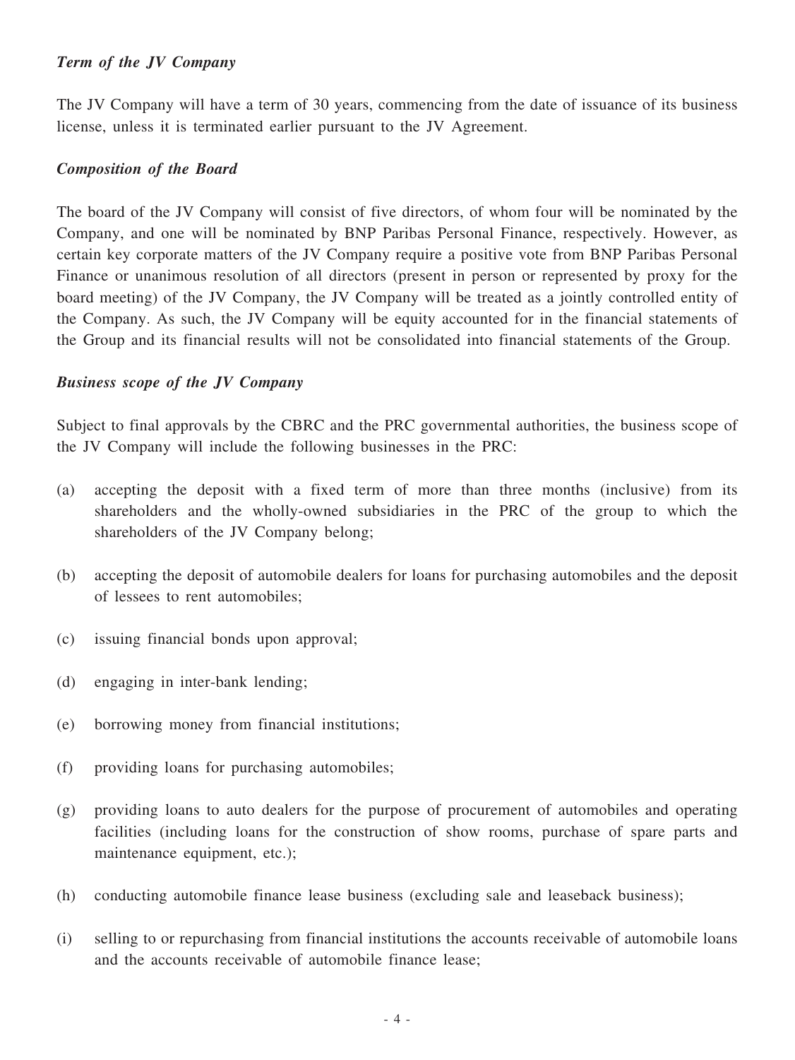*Term of the JV Company*

The JV Company will have a term of 30 years, commencing from the date of issuance of its business license, unless it is terminated earlier pursuant to the JV Agreement.

*Composition of the Board*

The board of the JV Company will consist of five directors, of whom four will be nominated by the Company, and one will be nominated by BNP Paribas Personal Finance, respectively. However, as certain key corporate matters of the JV Company require a positive vote from BNP Paribas Personal Finance or unanimous resolution of all directors (present in person or represented by proxy for the board meeting) of the JV Company, the JV Company will be treated as a jointly controlled entity of the Company. As such, the JV Company will be equity accounted for in the financial statements of the Group and its financial results will not be consolidated into financial statements of the Group.

*Business scope of the JV Company*

Subject to final approvals by the CBRC and the PRC governmental authorities, the business scope of the JV Company will include the following businesses in the PRC:

(a) accepting the deposit with a fixed term of more than three months (inclusive) from its shareholders and the wholly-owned subsidiaries in the PRC of the group to which the shareholders of the JV Company belong;

(b) accepting the deposit of automobile dealers for loans for purchasing automobiles and the deposit of lessees to rent automobiles;

(c) issuing financial bonds upon approval;

(d) engaging in inter-bank lending;

(e) borrowing money from financial institutions;

(f) providing loans for purchasing automobiles;

(g) providing loans to auto dealers for the purpose of procurement of automobiles and operating facilities (including loans for the construction of show rooms, purchase of spare parts and maintenance equipment, etc.);

(h) conducting automobile finance lease business (excluding sale and leaseback business);

(i) selling to or repurchasing from financial institutions the accounts receivable of automobile loans and the accounts receivable of automobile finance lease;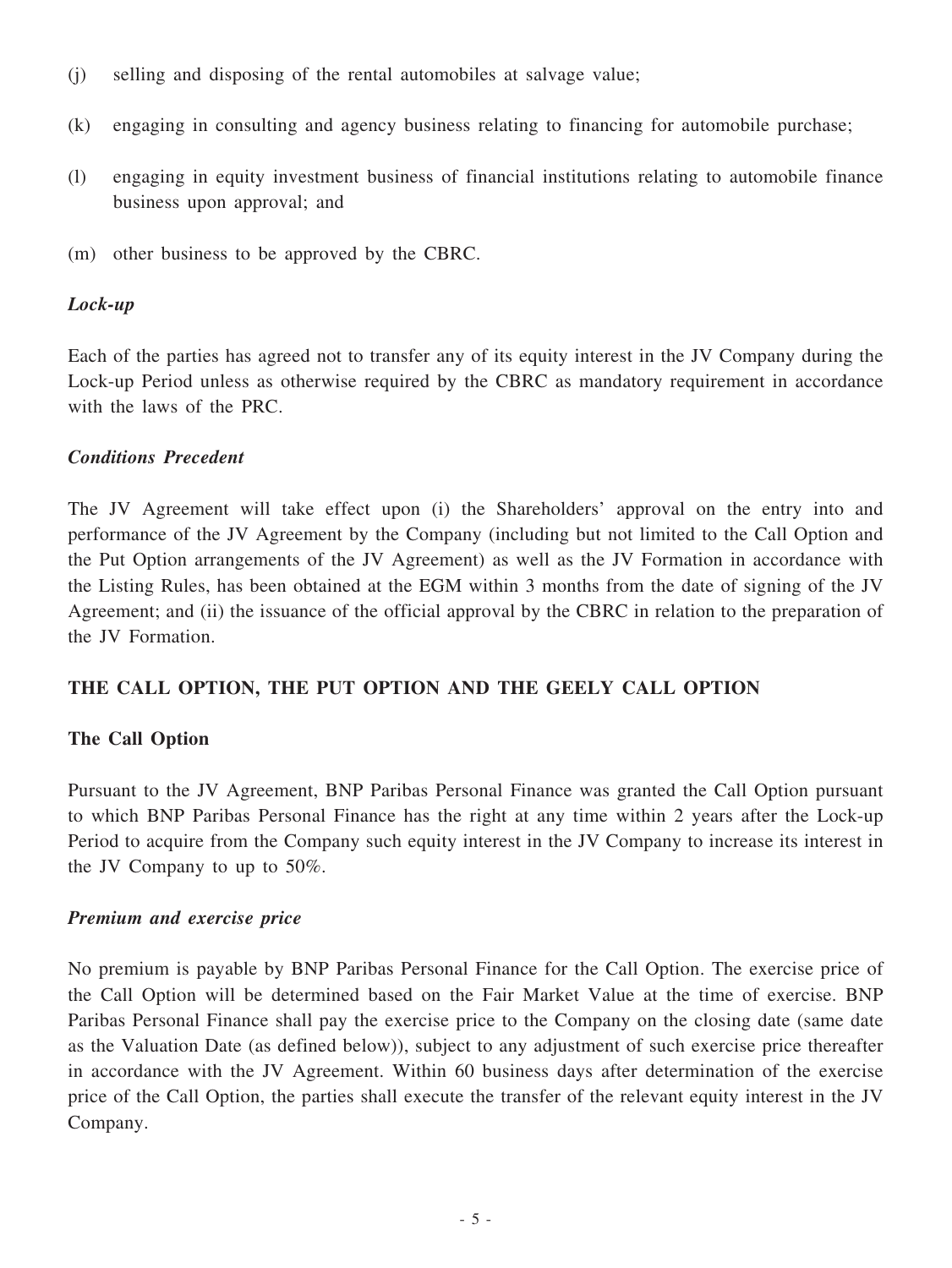(j) selling and disposing of the rental automobiles at salvage value;

(k) engaging in consulting and agency business relating to financing for automobile purchase;

(l) engaging in equity investment business of financial institutions relating to automobile finance business upon approval; and

(m) other business to be approved by the CBRC.

***Lock-up***

Each of the parties has agreed not to transfer any of its equity interest in the JV Company during the Lock-up Period unless as otherwise required by the CBRC as mandatory requirement in accordance with the laws of the PRC.

***Conditions Precedent***

The JV Agreement will take effect upon (i) the Shareholders' approval on the entry into and performance of the JV Agreement by the Company (including but not limited to the Call Option and the Put Option arrangements of the JV Agreement) as well as the JV Formation in accordance with the Listing Rules, has been obtained at the EGM within 3 months from the date of signing of the JV Agreement; and (ii) the issuance of the official approval by the CBRC in relation to the preparation of the JV Formation.

## THE CALL OPTION, THE PUT OPTION AND THE GEELY CALL OPTION

### The Call Option

Pursuant to the JV Agreement, BNP Paribas Personal Finance was granted the Call Option pursuant to which BNP Paribas Personal Finance has the right at any time within 2 years after the Lock-up Period to acquire from the Company such equity interest in the JV Company to increase its interest in the JV Company to up to 50%.

***Premium and exercise price***

No premium is payable by BNP Paribas Personal Finance for the Call Option. The exercise price of the Call Option will be determined based on the Fair Market Value at the time of exercise. BNP Paribas Personal Finance shall pay the exercise price to the Company on the closing date (same date as the Valuation Date (as defined below)), subject to any adjustment of such exercise price thereafter in accordance with the JV Agreement. Within 60 business days after determination of the exercise price of the Call Option, the parties shall execute the transfer of the relevant equity interest in the JV Company.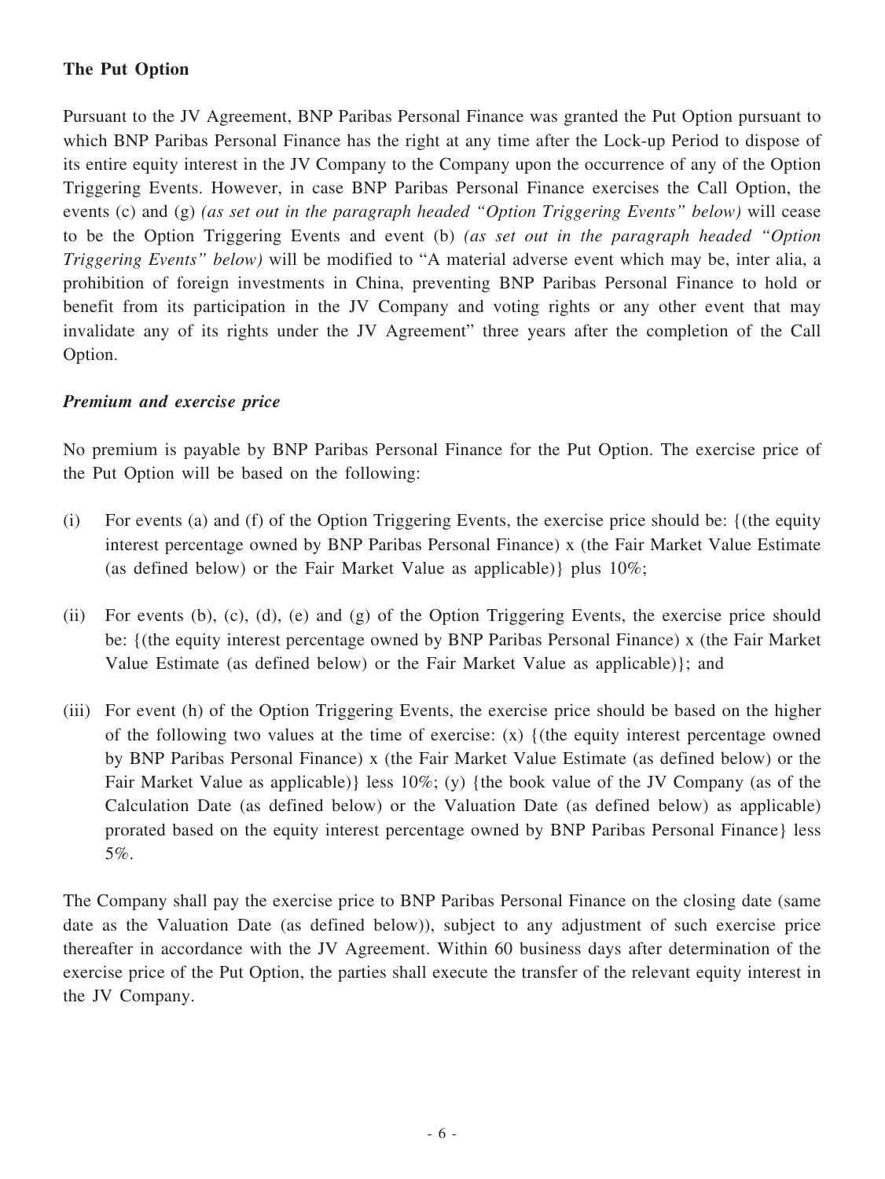## The Put Option

Pursuant to the JV Agreement, BNP Paribas Personal Finance was granted the Put Option pursuant to which BNP Paribas Personal Finance has the right at any time after the Lock-up Period to dispose of its entire equity interest in the JV Company to the Company upon the occurrence of any of the Option Triggering Events. However, in case BNP Paribas Personal Finance exercises the Call Option, the events (c) and (g) *(as set out in the paragraph headed "Option Triggering Events" below)* will cease to be the Option Triggering Events and event (b) *(as set out in the paragraph headed "Option Triggering Events" below)* will be modified to "A material adverse event which may be, inter alia, a prohibition of foreign investments in China, preventing BNP Paribas Personal Finance to hold or benefit from its participation in the JV Company and voting rights or any other event that may invalidate any of its rights under the JV Agreement" three years after the completion of the Call Option.

### *Premium and exercise price*

No premium is payable by BNP Paribas Personal Finance for the Put Option. The exercise price of the Put Option will be based on the following:

(i) For events (a) and (f) of the Option Triggering Events, the exercise price should be: {(the equity interest percentage owned by BNP Paribas Personal Finance) x (the Fair Market Value Estimate (as defined below) or the Fair Market Value as applicable)} plus 10%;

(ii) For events (b), (c), (d), (e) and (g) of the Option Triggering Events, the exercise price should be: {(the equity interest percentage owned by BNP Paribas Personal Finance) x (the Fair Market Value Estimate (as defined below) or the Fair Market Value as applicable)}; and

(iii) For event (h) of the Option Triggering Events, the exercise price should be based on the higher of the following two values at the time of exercise: (x) {(the equity interest percentage owned by BNP Paribas Personal Finance) x (the Fair Market Value Estimate (as defined below) or the Fair Market Value as applicable)} less 10%; (y) {the book value of the JV Company (as of the Calculation Date (as defined below) or the Valuation Date (as defined below) as applicable) prorated based on the equity interest percentage owned by BNP Paribas Personal Finance} less 5%.

The Company shall pay the exercise price to BNP Paribas Personal Finance on the closing date (same date as the Valuation Date (as defined below)), subject to any adjustment of such exercise price thereafter in accordance with the JV Agreement. Within 60 business days after determination of the exercise price of the Put Option, the parties shall execute the transfer of the relevant equity interest in the JV Company.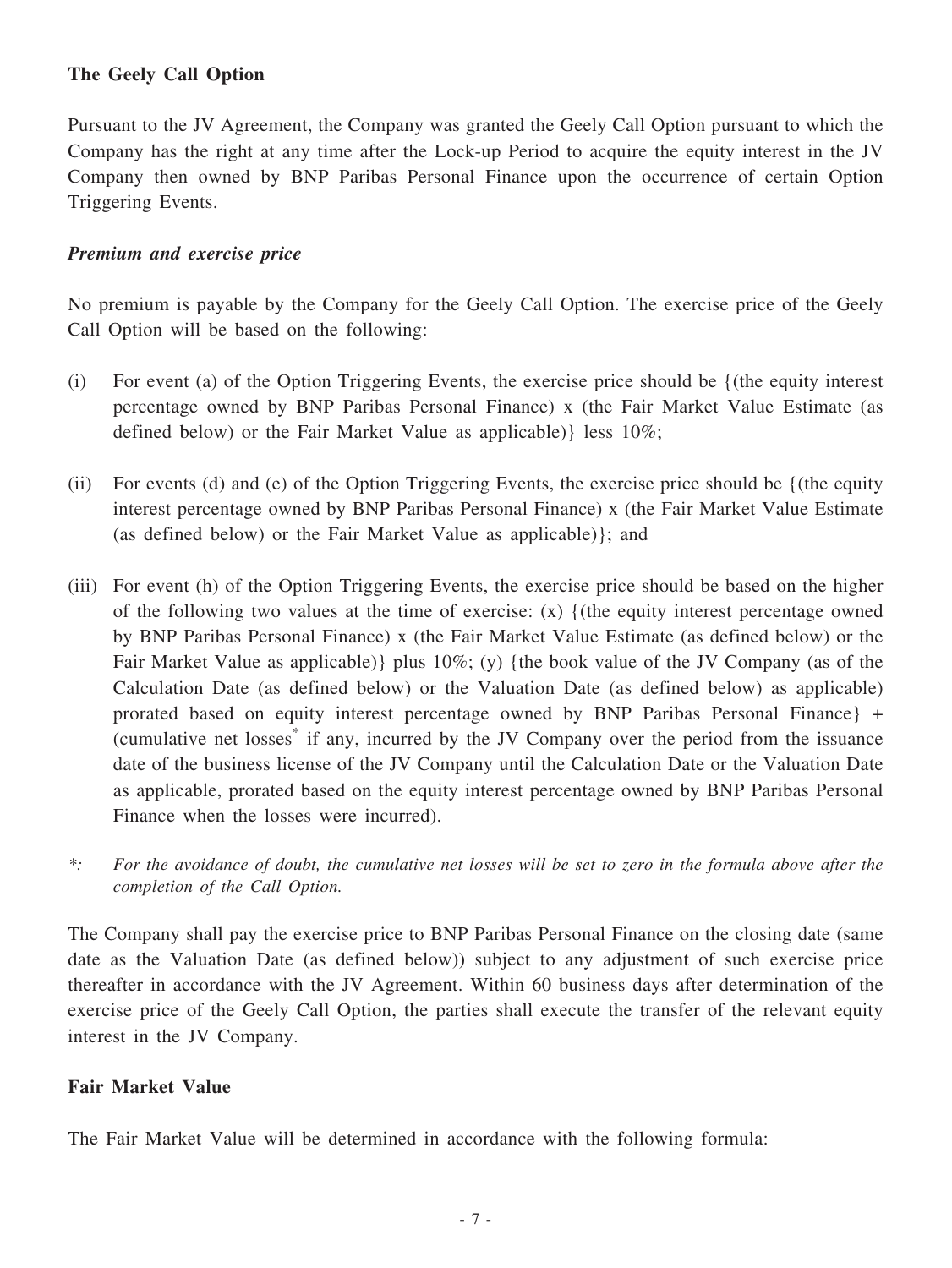**The Geely Call Option**

Pursuant to the JV Agreement, the Company was granted the Geely Call Option pursuant to which the Company has the right at any time after the Lock-up Period to acquire the equity interest in the JV Company then owned by BNP Paribas Personal Finance upon the occurrence of certain Option Triggering Events.

***Premium and exercise price***

No premium is payable by the Company for the Geely Call Option. The exercise price of the Geely Call Option will be based on the following:

(i) For event (a) of the Option Triggering Events, the exercise price should be {(the equity interest percentage owned by BNP Paribas Personal Finance) x (the Fair Market Value Estimate (as defined below) or the Fair Market Value as applicable)} less 10%;

(ii) For events (d) and (e) of the Option Triggering Events, the exercise price should be {(the equity interest percentage owned by BNP Paribas Personal Finance) x (the Fair Market Value Estimate (as defined below) or the Fair Market Value as applicable)}; and

(iii) For event (h) of the Option Triggering Events, the exercise price should be based on the higher of the following two values at the time of exercise: (x) {(the equity interest percentage owned by BNP Paribas Personal Finance) x (the Fair Market Value Estimate (as defined below) or the Fair Market Value as applicable)} plus 10%; (y) {the book value of the JV Company (as of the Calculation Date (as defined below) or the Valuation Date (as defined below) as applicable) prorated based on equity interest percentage owned by BNP Paribas Personal Finance} + (cumulative net losses* if any, incurred by the JV Company over the period from the issuance date of the business license of the JV Company until the Calculation Date or the Valuation Date as applicable, prorated based on the equity interest percentage owned by BNP Paribas Personal Finance when the losses were incurred).

*: *For the avoidance of doubt, the cumulative net losses will be set to zero in the formula above after the completion of the Call Option.*

The Company shall pay the exercise price to BNP Paribas Personal Finance on the closing date (same date as the Valuation Date (as defined below)) subject to any adjustment of such exercise price thereafter in accordance with the JV Agreement. Within 60 business days after determination of the exercise price of the Geely Call Option, the parties shall execute the transfer of the relevant equity interest in the JV Company.

**Fair Market Value**

The Fair Market Value will be determined in accordance with the following formula: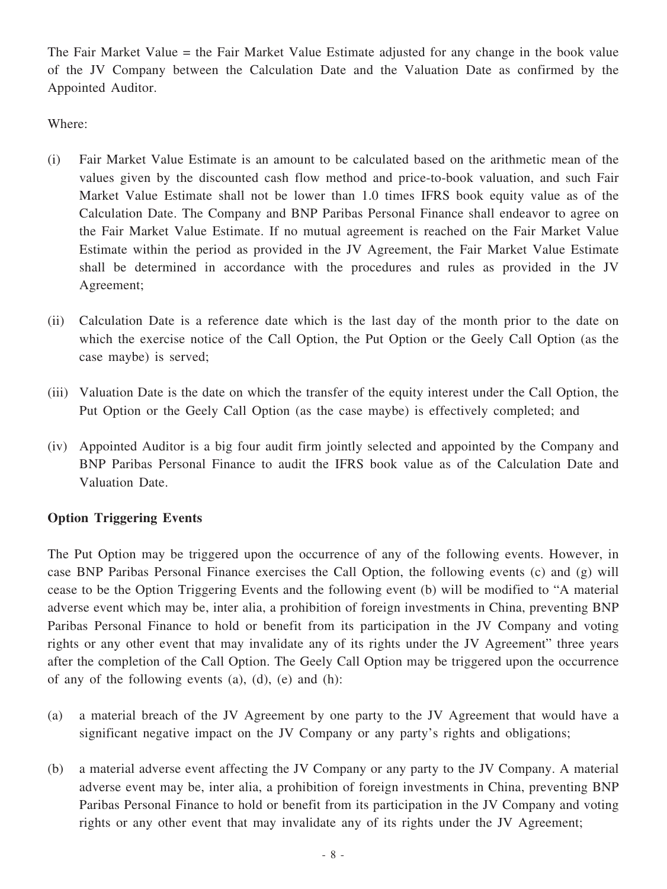The Fair Market Value = the Fair Market Value Estimate adjusted for any change in the book value of the JV Company between the Calculation Date and the Valuation Date as confirmed by the Appointed Auditor.

Where:

(i) Fair Market Value Estimate is an amount to be calculated based on the arithmetic mean of the values given by the discounted cash flow method and price-to-book valuation, and such Fair Market Value Estimate shall not be lower than 1.0 times IFRS book equity value as of the Calculation Date. The Company and BNP Paribas Personal Finance shall endeavor to agree on the Fair Market Value Estimate. If no mutual agreement is reached on the Fair Market Value Estimate within the period as provided in the JV Agreement, the Fair Market Value Estimate shall be determined in accordance with the procedures and rules as provided in the JV Agreement;

(ii) Calculation Date is a reference date which is the last day of the month prior to the date on which the exercise notice of the Call Option, the Put Option or the Geely Call Option (as the case maybe) is served;

(iii) Valuation Date is the date on which the transfer of the equity interest under the Call Option, the Put Option or the Geely Call Option (as the case maybe) is effectively completed; and

(iv) Appointed Auditor is a big four audit firm jointly selected and appointed by the Company and BNP Paribas Personal Finance to audit the IFRS book value as of the Calculation Date and Valuation Date.

**Option Triggering Events**

The Put Option may be triggered upon the occurrence of any of the following events. However, in case BNP Paribas Personal Finance exercises the Call Option, the following events (c) and (g) will cease to be the Option Triggering Events and the following event (b) will be modified to "A material adverse event which may be, inter alia, a prohibition of foreign investments in China, preventing BNP Paribas Personal Finance to hold or benefit from its participation in the JV Company and voting rights or any other event that may invalidate any of its rights under the JV Agreement" three years after the completion of the Call Option. The Geely Call Option may be triggered upon the occurrence of any of the following events (a), (d), (e) and (h):

(a) a material breach of the JV Agreement by one party to the JV Agreement that would have a significant negative impact on the JV Company or any party's rights and obligations;

(b) a material adverse event affecting the JV Company or any party to the JV Company. A material adverse event may be, inter alia, a prohibition of foreign investments in China, preventing BNP Paribas Personal Finance to hold or benefit from its participation in the JV Company and voting rights or any other event that may invalidate any of its rights under the JV Agreement;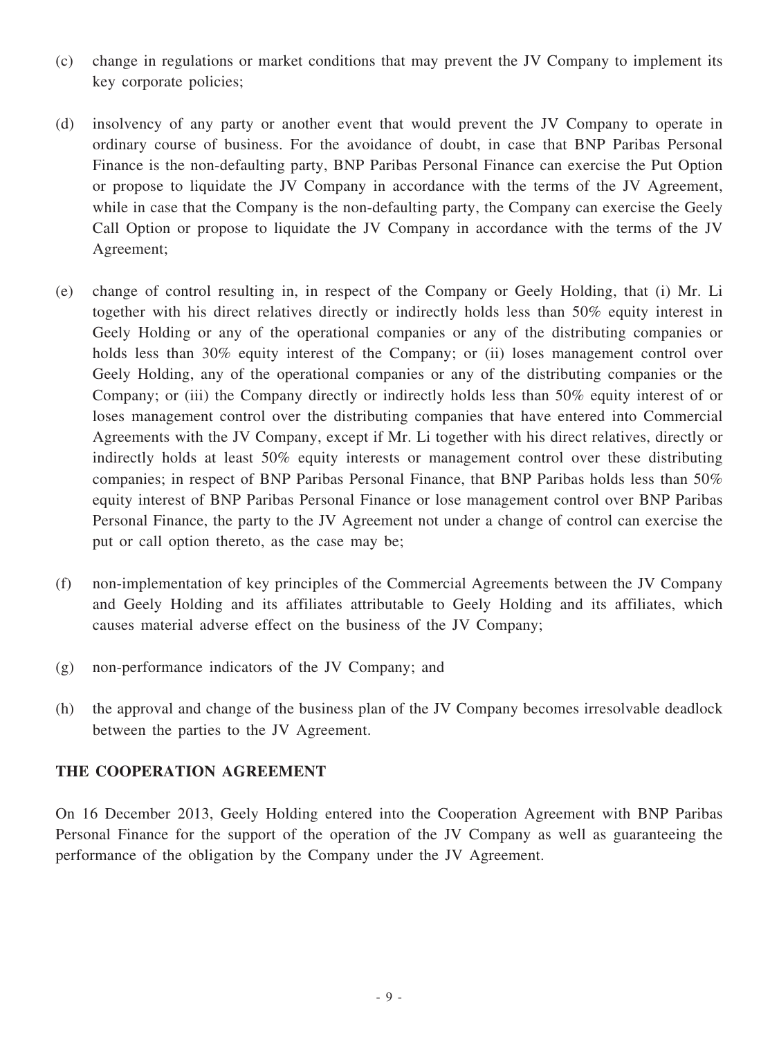(c) change in regulations or market conditions that may prevent the JV Company to implement its key corporate policies;

(d) insolvency of any party or another event that would prevent the JV Company to operate in ordinary course of business. For the avoidance of doubt, in case that BNP Paribas Personal Finance is the non-defaulting party, BNP Paribas Personal Finance can exercise the Put Option or propose to liquidate the JV Company in accordance with the terms of the JV Agreement, while in case that the Company is the non-defaulting party, the Company can exercise the Geely Call Option or propose to liquidate the JV Company in accordance with the terms of the JV Agreement;

(e) change of control resulting in, in respect of the Company or Geely Holding, that (i) Mr. Li together with his direct relatives directly or indirectly holds less than 50% equity interest in Geely Holding or any of the operational companies or any of the distributing companies or holds less than 30% equity interest of the Company; or (ii) loses management control over Geely Holding, any of the operational companies or any of the distributing companies or the Company; or (iii) the Company directly or indirectly holds less than 50% equity interest of or loses management control over the distributing companies that have entered into Commercial Agreements with the JV Company, except if Mr. Li together with his direct relatives, directly or indirectly holds at least 50% equity interests or management control over these distributing companies; in respect of BNP Paribas Personal Finance, that BNP Paribas holds less than 50% equity interest of BNP Paribas Personal Finance or lose management control over BNP Paribas Personal Finance, the party to the JV Agreement not under a change of control can exercise the put or call option thereto, as the case may be;

(f) non-implementation of key principles of the Commercial Agreements between the JV Company and Geely Holding and its affiliates attributable to Geely Holding and its affiliates, which causes material adverse effect on the business of the JV Company;

(g) non-performance indicators of the JV Company; and

(h) the approval and change of the business plan of the JV Company becomes irresolvable deadlock between the parties to the JV Agreement.

## THE COOPERATION AGREEMENT

On 16 December 2013, Geely Holding entered into the Cooperation Agreement with BNP Paribas Personal Finance for the support of the operation of the JV Company as well as guaranteeing the performance of the obligation by the Company under the JV Agreement.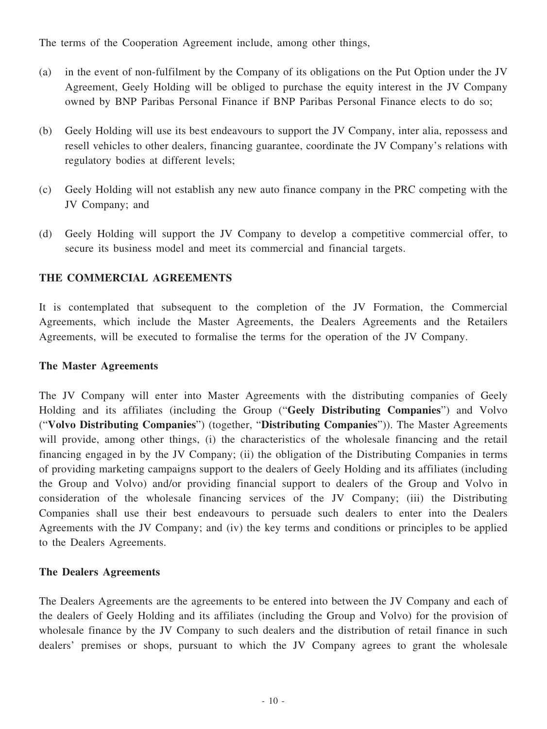The terms of the Cooperation Agreement include, among other things,

(a) in the event of non-fulfilment by the Company of its obligations on the Put Option under the JV Agreement, Geely Holding will be obliged to purchase the equity interest in the JV Company owned by BNP Paribas Personal Finance if BNP Paribas Personal Finance elects to do so;

(b) Geely Holding will use its best endeavours to support the JV Company, inter alia, repossess and resell vehicles to other dealers, financing guarantee, coordinate the JV Company's relations with regulatory bodies at different levels;

(c) Geely Holding will not establish any new auto finance company in the PRC competing with the JV Company; and

(d) Geely Holding will support the JV Company to develop a competitive commercial offer, to secure its business model and meet its commercial and financial targets.

## THE COMMERCIAL AGREEMENTS

It is contemplated that subsequent to the completion of the JV Formation, the Commercial Agreements, which include the Master Agreements, the Dealers Agreements and the Retailers Agreements, will be executed to formalise the terms for the operation of the JV Company.

### The Master Agreements

The JV Company will enter into Master Agreements with the distributing companies of Geely Holding and its affiliates (including the Group ("**Geely Distributing Companies**") and Volvo ("**Volvo Distributing Companies**") (together, "**Distributing Companies**")). The Master Agreements will provide, among other things, (i) the characteristics of the wholesale financing and the retail financing engaged in by the JV Company; (ii) the obligation of the Distributing Companies in terms of providing marketing campaigns support to the dealers of Geely Holding and its affiliates (including the Group and Volvo) and/or providing financial support to dealers of the Group and Volvo in consideration of the wholesale financing services of the JV Company; (iii) the Distributing Companies shall use their best endeavours to persuade such dealers to enter into the Dealers Agreements with the JV Company; and (iv) the key terms and conditions or principles to be applied to the Dealers Agreements.

### The Dealers Agreements

The Dealers Agreements are the agreements to be entered into between the JV Company and each of the dealers of Geely Holding and its affiliates (including the Group and Volvo) for the provision of wholesale finance by the JV Company to such dealers and the distribution of retail finance in such dealers' premises or shops, pursuant to which the JV Company agrees to grant the wholesale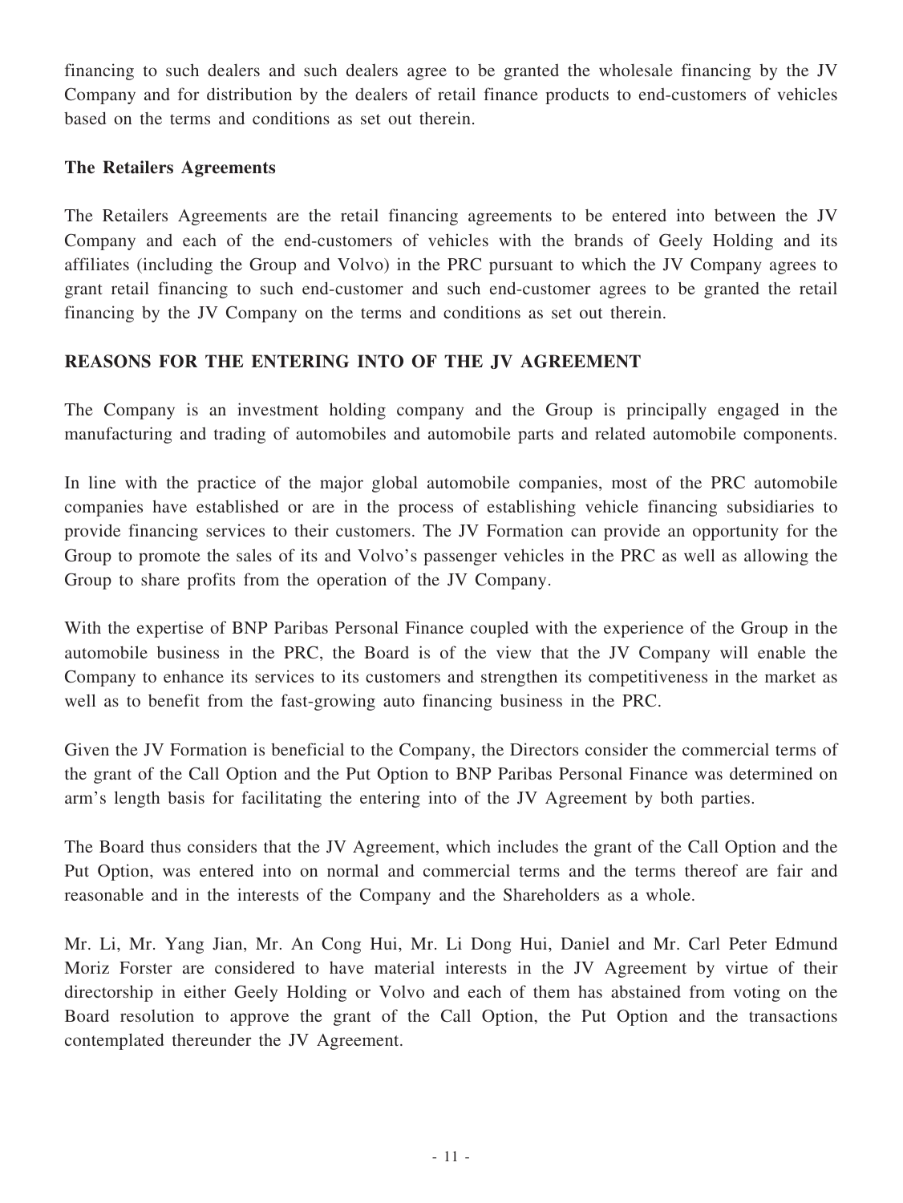financing to such dealers and such dealers agree to be granted the wholesale financing by the JV Company and for distribution by the dealers of retail finance products to end-customers of vehicles based on the terms and conditions as set out therein.

**The Retailers Agreements**

The Retailers Agreements are the retail financing agreements to be entered into between the JV Company and each of the end-customers of vehicles with the brands of Geely Holding and its affiliates (including the Group and Volvo) in the PRC pursuant to which the JV Company agrees to grant retail financing to such end-customer and such end-customer agrees to be granted the retail financing by the JV Company on the terms and conditions as set out therein.

## REASONS FOR THE ENTERING INTO OF THE JV AGREEMENT

The Company is an investment holding company and the Group is principally engaged in the manufacturing and trading of automobiles and automobile parts and related automobile components.

In line with the practice of the major global automobile companies, most of the PRC automobile companies have established or are in the process of establishing vehicle financing subsidiaries to provide financing services to their customers. The JV Formation can provide an opportunity for the Group to promote the sales of its and Volvo's passenger vehicles in the PRC as well as allowing the Group to share profits from the operation of the JV Company.

With the expertise of BNP Paribas Personal Finance coupled with the experience of the Group in the automobile business in the PRC, the Board is of the view that the JV Company will enable the Company to enhance its services to its customers and strengthen its competitiveness in the market as well as to benefit from the fast-growing auto financing business in the PRC.

Given the JV Formation is beneficial to the Company, the Directors consider the commercial terms of the grant of the Call Option and the Put Option to BNP Paribas Personal Finance was determined on arm's length basis for facilitating the entering into of the JV Agreement by both parties.

The Board thus considers that the JV Agreement, which includes the grant of the Call Option and the Put Option, was entered into on normal and commercial terms and the terms thereof are fair and reasonable and in the interests of the Company and the Shareholders as a whole.

Mr. Li, Mr. Yang Jian, Mr. An Cong Hui, Mr. Li Dong Hui, Daniel and Mr. Carl Peter Edmund Moriz Forster are considered to have material interests in the JV Agreement by virtue of their directorship in either Geely Holding or Volvo and each of them has abstained from voting on the Board resolution to approve the grant of the Call Option, the Put Option and the transactions contemplated thereunder the JV Agreement.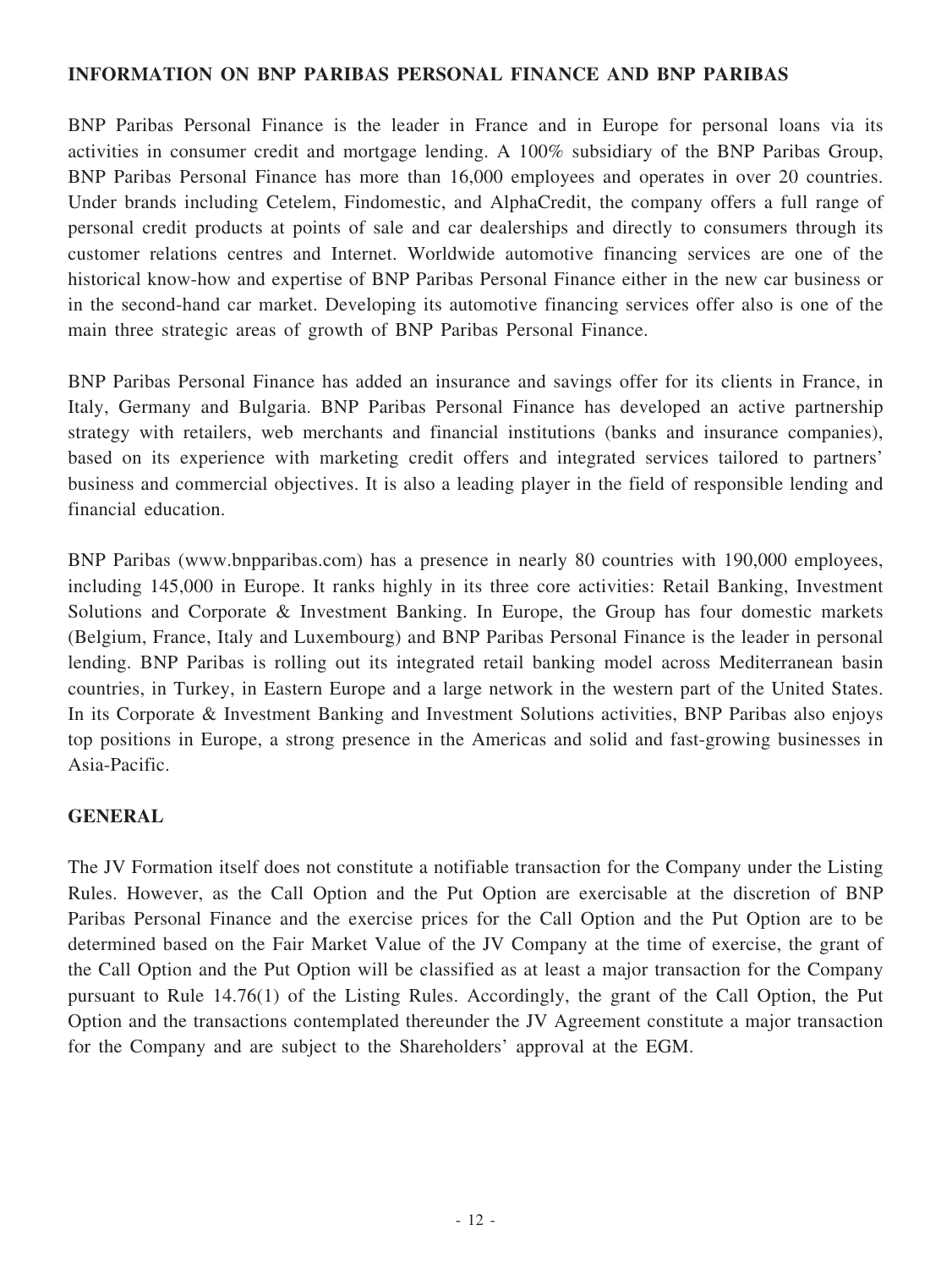## INFORMATION ON BNP PARIBAS PERSONAL FINANCE AND BNP PARIBAS

BNP Paribas Personal Finance is the leader in France and in Europe for personal loans via its activities in consumer credit and mortgage lending. A 100% subsidiary of the BNP Paribas Group, BNP Paribas Personal Finance has more than 16,000 employees and operates in over 20 countries. Under brands including Cetelem, Findomestic, and AlphaCredit, the company offers a full range of personal credit products at points of sale and car dealerships and directly to consumers through its customer relations centres and Internet. Worldwide automotive financing services are one of the historical know-how and expertise of BNP Paribas Personal Finance either in the new car business or in the second-hand car market. Developing its automotive financing services offer also is one of the main three strategic areas of growth of BNP Paribas Personal Finance.

BNP Paribas Personal Finance has added an insurance and savings offer for its clients in France, in Italy, Germany and Bulgaria. BNP Paribas Personal Finance has developed an active partnership strategy with retailers, web merchants and financial institutions (banks and insurance companies), based on its experience with marketing credit offers and integrated services tailored to partners' business and commercial objectives. It is also a leading player in the field of responsible lending and financial education.

BNP Paribas (www.bnpparibas.com) has a presence in nearly 80 countries with 190,000 employees, including 145,000 in Europe. It ranks highly in its three core activities: Retail Banking, Investment Solutions and Corporate & Investment Banking. In Europe, the Group has four domestic markets (Belgium, France, Italy and Luxembourg) and BNP Paribas Personal Finance is the leader in personal lending. BNP Paribas is rolling out its integrated retail banking model across Mediterranean basin countries, in Turkey, in Eastern Europe and a large network in the western part of the United States. In its Corporate & Investment Banking and Investment Solutions activities, BNP Paribas also enjoys top positions in Europe, a strong presence in the Americas and solid and fast-growing businesses in Asia-Pacific.

## GENERAL

The JV Formation itself does not constitute a notifiable transaction for the Company under the Listing Rules. However, as the Call Option and the Put Option are exercisable at the discretion of BNP Paribas Personal Finance and the exercise prices for the Call Option and the Put Option are to be determined based on the Fair Market Value of the JV Company at the time of exercise, the grant of the Call Option and the Put Option will be classified as at least a major transaction for the Company pursuant to Rule 14.76(1) of the Listing Rules. Accordingly, the grant of the Call Option, the Put Option and the transactions contemplated thereunder the JV Agreement constitute a major transaction for the Company and are subject to the Shareholders' approval at the EGM.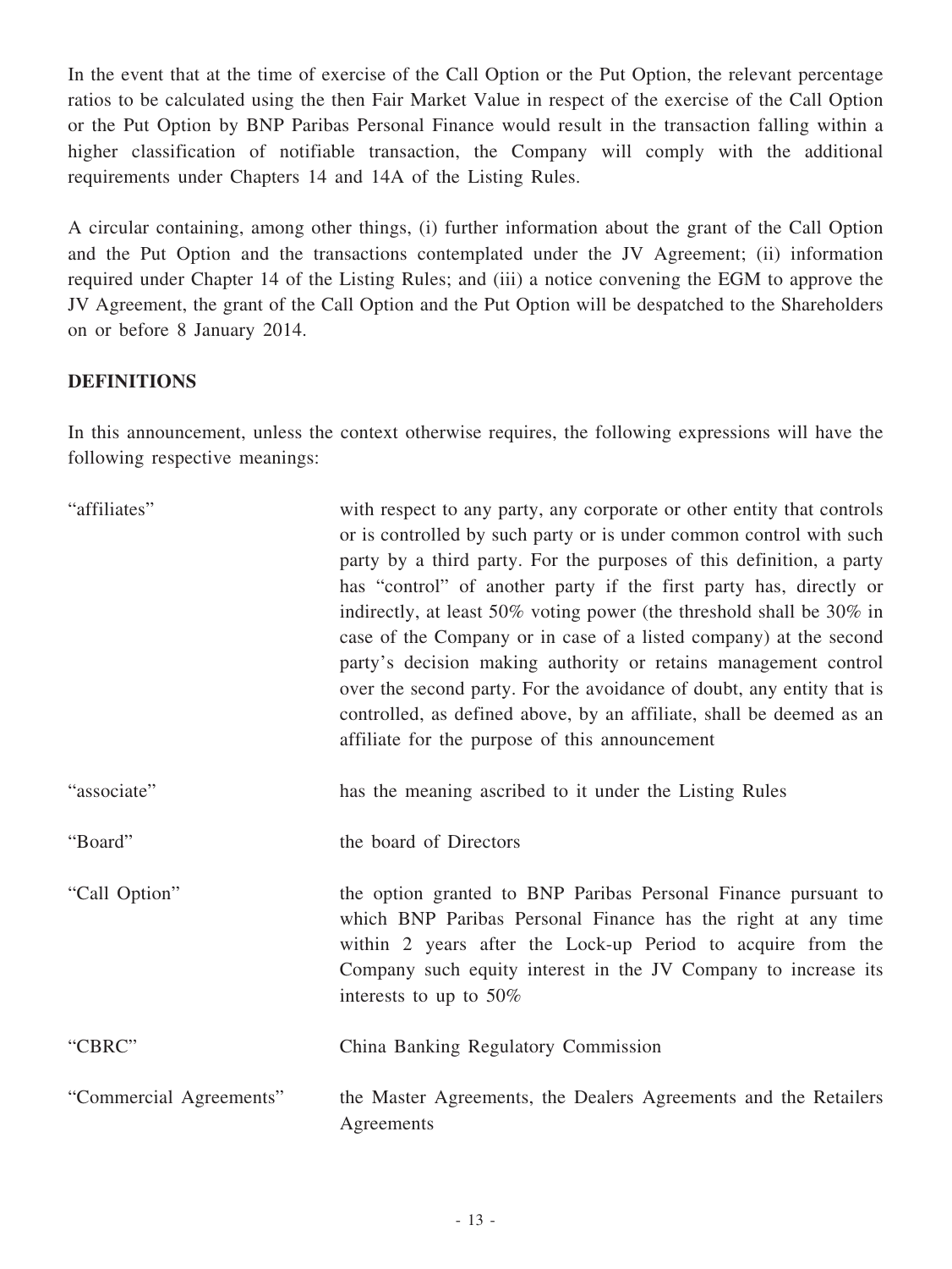In the event that at the time of exercise of the Call Option or the Put Option, the relevant percentage ratios to be calculated using the then Fair Market Value in respect of the exercise of the Call Option or the Put Option by BNP Paribas Personal Finance would result in the transaction falling within a higher classification of notifiable transaction, the Company will comply with the additional requirements under Chapters 14 and 14A of the Listing Rules.

A circular containing, among other things, (i) further information about the grant of the Call Option and the Put Option and the transactions contemplated under the JV Agreement; (ii) information required under Chapter 14 of the Listing Rules; and (iii) a notice convening the EGM to approve the JV Agreement, the grant of the Call Option and the Put Option will be despatched to the Shareholders on or before 8 January 2014.

## DEFINITIONS

In this announcement, unless the context otherwise requires, the following expressions will have the following respective meanings:

| | |
|---|---|
| "affiliates" | with respect to any party, any corporate or other entity that controls or is controlled by such party or is under common control with such party by a third party. For the purposes of this definition, a party has "control" of another party if the first party has, directly or indirectly, at least 50% voting power (the threshold shall be 30% in case of the Company or in case of a listed company) at the second party's decision making authority or retains management control over the second party. For the avoidance of doubt, any entity that is controlled, as defined above, by an affiliate, shall be deemed as an affiliate for the purpose of this announcement |
| "associate" | has the meaning ascribed to it under the Listing Rules |
| "Board" | the board of Directors |
| "Call Option" | the option granted to BNP Paribas Personal Finance pursuant to which BNP Paribas Personal Finance has the right at any time within 2 years after the Lock-up Period to acquire from the Company such equity interest in the JV Company to increase its interests to up to 50% |
| "CBRC" | China Banking Regulatory Commission |
| "Commercial Agreements" | the Master Agreements, the Dealers Agreements and the Retailers Agreements |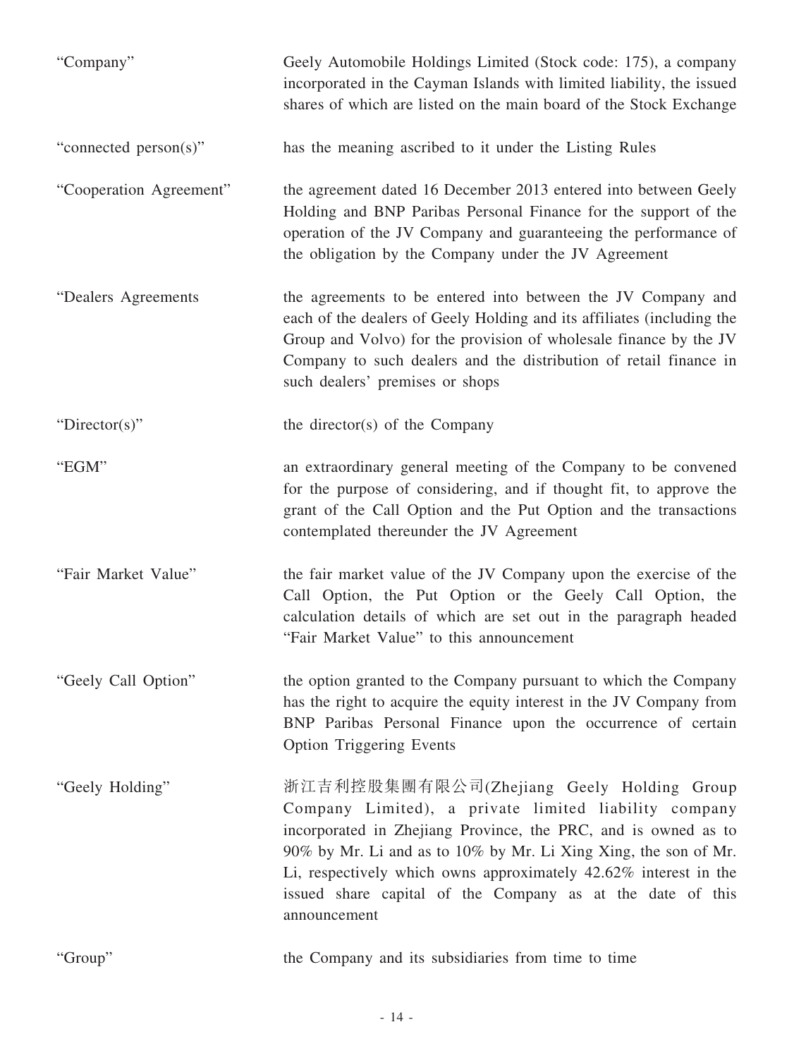| | |
|---|---|
| "Company" | Geely Automobile Holdings Limited (Stock code: 175), a company incorporated in the Cayman Islands with limited liability, the issued shares of which are listed on the main board of the Stock Exchange |
| "connected person(s)" | has the meaning ascribed to it under the Listing Rules |
| "Cooperation Agreement" | the agreement dated 16 December 2013 entered into between Geely Holding and BNP Paribas Personal Finance for the support of the operation of the JV Company and guaranteeing the performance of the obligation by the Company under the JV Agreement |
| "Dealers Agreements | the agreements to be entered into between the JV Company and each of the dealers of Geely Holding and its affiliates (including the Group and Volvo) for the provision of wholesale finance by the JV Company to such dealers and the distribution of retail finance in such dealers' premises or shops |
| "Director(s)" | the director(s) of the Company |
| "EGM" | an extraordinary general meeting of the Company to be convened for the purpose of considering, and if thought fit, to approve the grant of the Call Option and the Put Option and the transactions contemplated thereunder the JV Agreement |
| "Fair Market Value" | the fair market value of the JV Company upon the exercise of the Call Option, the Put Option or the Geely Call Option, the calculation details of which are set out in the paragraph headed "Fair Market Value" to this announcement |
| "Geely Call Option" | the option granted to the Company pursuant to which the Company has the right to acquire the equity interest in the JV Company from BNP Paribas Personal Finance upon the occurrence of certain Option Triggering Events |
| "Geely Holding" | 浙江吉利控股集團有限公司(Zhejiang Geely Holding Group Company Limited), a private limited liability company incorporated in Zhejiang Province, the PRC, and is owned as to 90% by Mr. Li and as to 10% by Mr. Li Xing Xing, the son of Mr. Li, respectively which owns approximately 42.62% interest in the issued share capital of the Company as at the date of this announcement |
| "Group" | the Company and its subsidiaries from time to time |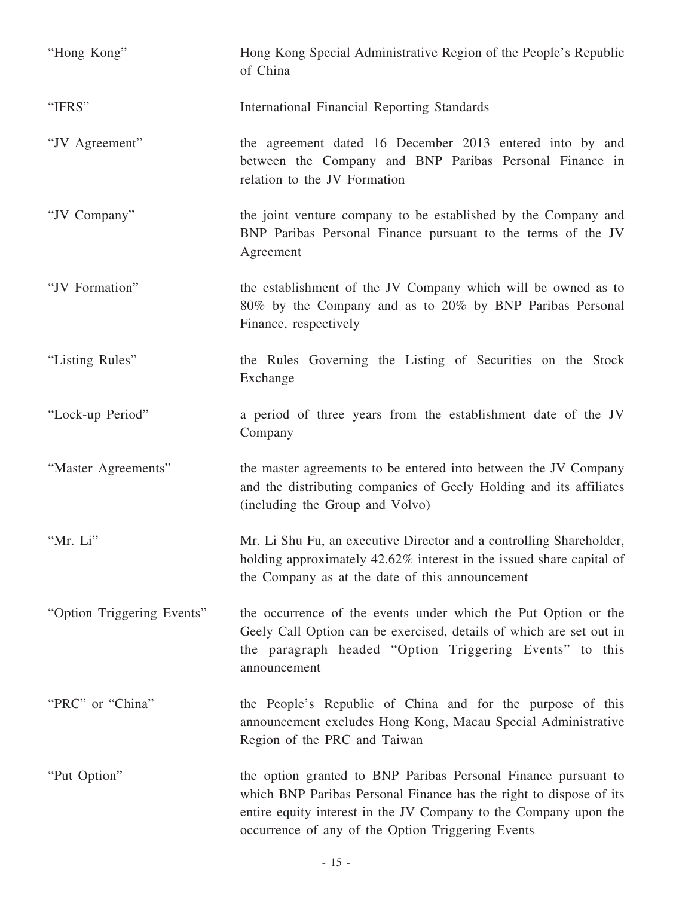| | |
|---|---|
| "Hong Kong" | Hong Kong Special Administrative Region of the People's Republic of China |
| "IFRS" | International Financial Reporting Standards |
| "JV Agreement" | the agreement dated 16 December 2013 entered into by and between the Company and BNP Paribas Personal Finance in relation to the JV Formation |
| "JV Company" | the joint venture company to be established by the Company and BNP Paribas Personal Finance pursuant to the terms of the JV Agreement |
| "JV Formation" | the establishment of the JV Company which will be owned as to 80% by the Company and as to 20% by BNP Paribas Personal Finance, respectively |
| "Listing Rules" | the Rules Governing the Listing of Securities on the Stock Exchange |
| "Lock-up Period" | a period of three years from the establishment date of the JV Company |
| "Master Agreements" | the master agreements to be entered into between the JV Company and the distributing companies of Geely Holding and its affiliates (including the Group and Volvo) |
| "Mr. Li" | Mr. Li Shu Fu, an executive Director and a controlling Shareholder, holding approximately 42.62% interest in the issued share capital of the Company as at the date of this announcement |
| "Option Triggering Events" | the occurrence of the events under which the Put Option or the Geely Call Option can be exercised, details of which are set out in the paragraph headed "Option Triggering Events" to this announcement |
| "PRC" or "China" | the People's Republic of China and for the purpose of this announcement excludes Hong Kong, Macau Special Administrative Region of the PRC and Taiwan |
| "Put Option" | the option granted to BNP Paribas Personal Finance pursuant to which BNP Paribas Personal Finance has the right to dispose of its entire equity interest in the JV Company to the Company upon the occurrence of any of the Option Triggering Events |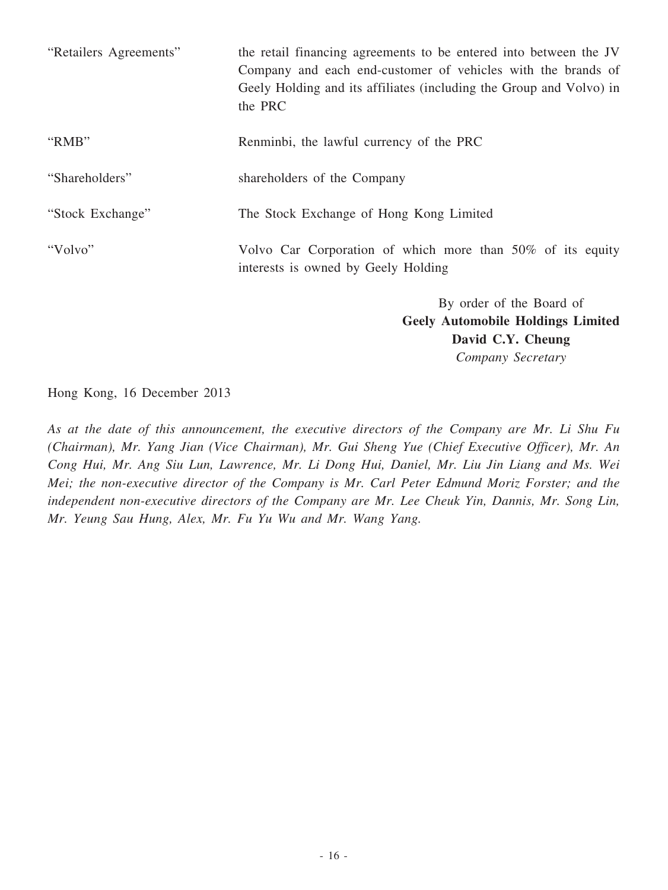| | |
|---|---|
| "Retailers Agreements" | the retail financing agreements to be entered into between the JV Company and each end-customer of vehicles with the brands of Geely Holding and its affiliates (including the Group and Volvo) in the PRC |
| "RMB" | Renminbi, the lawful currency of the PRC |
| "Shareholders" | shareholders of the Company |
| "Stock Exchange" | The Stock Exchange of Hong Kong Limited |
| "Volvo" | Volvo Car Corporation of which more than 50% of its equity interests is owned by Geely Holding |

By order of the Board of
**Geely Automobile Holdings Limited**
**David C.Y. Cheung**
*Company Secretary*

Hong Kong, 16 December 2013

*As at the date of this announcement, the executive directors of the Company are Mr. Li Shu Fu (Chairman), Mr. Yang Jian (Vice Chairman), Mr. Gui Sheng Yue (Chief Executive Officer), Mr. An Cong Hui, Mr. Ang Siu Lun, Lawrence, Mr. Li Dong Hui, Daniel, Mr. Liu Jin Liang and Ms. Wei Mei; the non-executive director of the Company is Mr. Carl Peter Edmund Moriz Forster; and the independent non-executive directors of the Company are Mr. Lee Cheuk Yin, Dannis, Mr. Song Lin, Mr. Yeung Sau Hung, Alex, Mr. Fu Yu Wu and Mr. Wang Yang.*